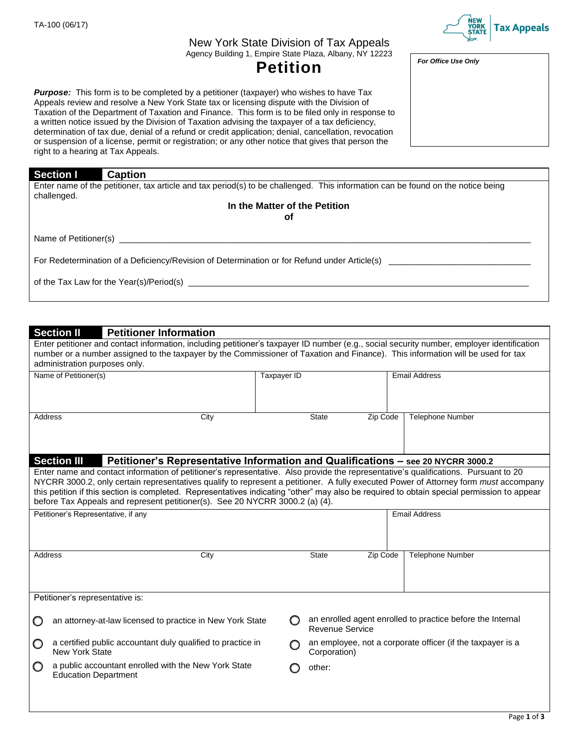TA-100 (06/17)

New York State Division of Tax Appeals
Agency Building 1, Empire State Plaza, Albany, NY 12223

# Petition

*For Office Use Only*

***Purpose:*** This form is to be completed by a petitioner (taxpayer) who wishes to have Tax Appeals review and resolve a New York State tax or licensing dispute with the Division of Taxation of the Department of Taxation and Finance. This form is to be filed only in response to a written notice issued by the Division of Taxation advising the taxpayer of a tax deficiency, determination of tax due, denial of a refund or credit application; denial, cancellation, revocation or suspension of a license, permit or registration; or any other notice that gives that person the right to a hearing at Tax Appeals.

## Section I Caption

Enter name of the petitioner, tax article and tax period(s) to be challenged. This information can be found on the notice being challenged.

**In the Matter of the Petition of**

Name of Petitioner(s) ______________________________

For Redetermination of a Deficiency/Revision of Determination or for Refund under Article(s) ______________________________

of the Tax Law for the Year(s)/Period(s) ______________________________

## Section II Petitioner Information

Enter petitioner and contact information, including petitioner's taxpayer ID number (e.g., social security number, employer identification number or a number assigned to the taxpayer by the Commissioner of Taxation and Finance). This information will be used for tax administration purposes only.

| Name of Petitioner(s) | | Taxpayer ID | | Email Address |
|---|---|---|---|---|
| | | | | |
| **Address** | **City** | **State** | **Zip Code** | **Telephone Number** |
| | | | | |

## Section III Petitioner's Representative Information and Qualifications – see 20 NYCRR 3000.2

Enter name and contact information of petitioner's representative. Also provide the representative's qualifications. Pursuant to 20 NYCRR 3000.2, only certain representatives qualify to represent a petitioner. A fully executed Power of Attorney form *must* accompany this petition if this section is completed. Representatives indicating "other" may also be required to obtain special permission to appear before Tax Appeals and represent petitioner(s). See 20 NYCRR 3000.2 (a) (4).

| Petitioner's Representative, if any | | | | Email Address |
|---|---|---|---|---|
| | | | | |
| **Address** | **City** | **State** | **Zip Code** | **Telephone Number** |
| | | | | |

Petitioner's representative is:

- ○ an attorney-at-law licensed to practice in New York State
- ○ a certified public accountant duly qualified to practice in New York State
- ○ a public accountant enrolled with the New York State Education Department
- ○ an enrolled agent enrolled to practice before the Internal Revenue Service
- ○ an employee, not a corporate officer (if the taxpayer is a Corporation)
- ○ other: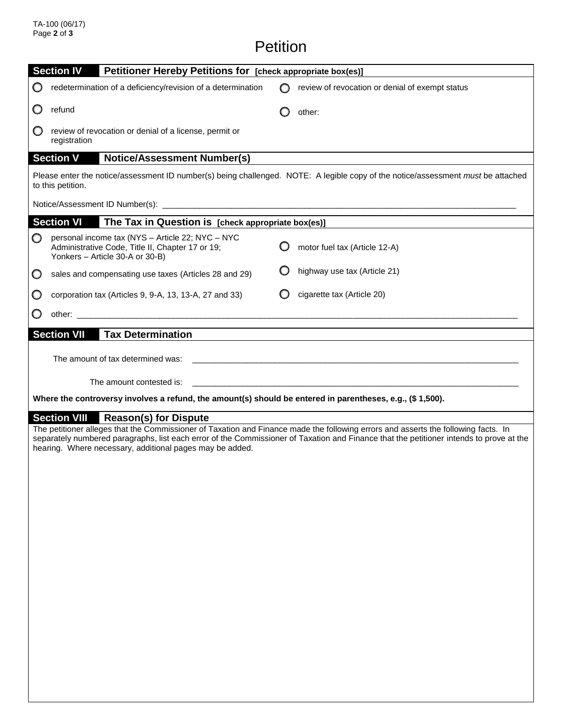# Petition

## Section IV Petitioner Hereby Petitions for [check appropriate box(es)]

- ◯ redetermination of a deficiency/revision of a determination
- ◯ review of revocation or denial of exempt status
- ◯ refund
- ◯ other:
- ◯ review of revocation or denial of a license, permit or registration

## Section V Notice/Assessment Number(s)

Please enter the notice/assessment ID number(s) being challenged. NOTE: A legible copy of the notice/assessment *must* be attached to this petition.

Notice/Assessment ID Number(s): ______________________________________________

## Section VI The Tax in Question is [check appropriate box(es)]

- ◯ personal income tax (NYS – Article 22; NYC – NYC Administrative Code, Title II, Chapter 17 or 19; Yonkers – Article 30-A or 30-B)
- ◯ motor fuel tax (Article 12-A)
- ◯ sales and compensating use taxes (Articles 28 and 29)
- ◯ highway use tax (Article 21)
- ◯ corporation tax (Articles 9, 9-A, 13, 13-A, 27 and 33)
- ◯ cigarette tax (Article 20)
- ◯ other: ______________________________________________

## Section VII Tax Determination

The amount of tax determined was: ______________________________________________

The amount contested is: ______________________________________________

**Where the controversy involves a refund, the amount(s) should be entered in parentheses, e.g., ($ 1,500).**

## Section VIII Reason(s) for Dispute

The petitioner alleges that the Commissioner of Taxation and Finance made the following errors and asserts the following facts. In separately numbered paragraphs, list each error of the Commissioner of Taxation and Finance that the petitioner intends to prove at the hearing. Where necessary, additional pages may be added.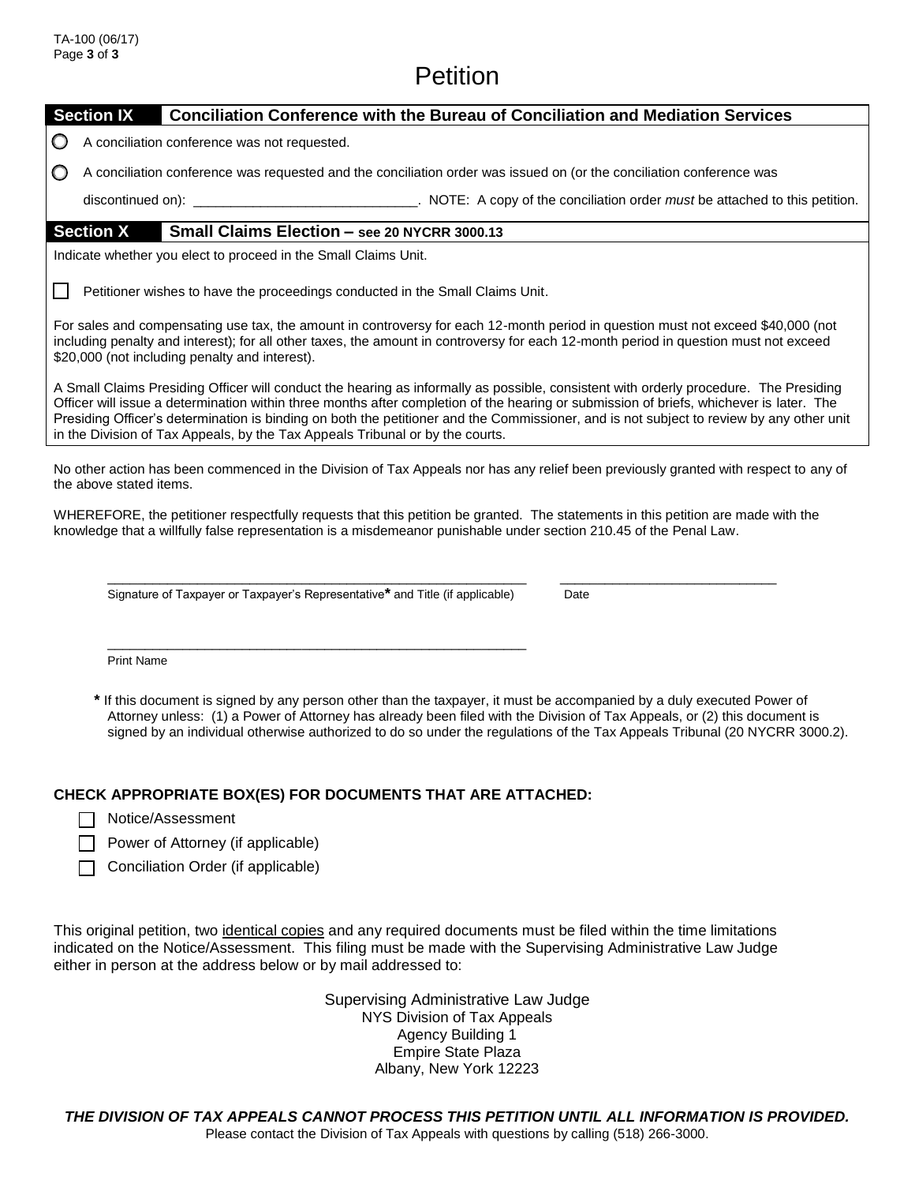# Petition

## Section IX — Conciliation Conference with the Bureau of Conciliation and Mediation Services

○ A conciliation conference was not requested.

○ A conciliation conference was requested and the conciliation order was issued on (or the conciliation conference was discontinued on): ______________________________. NOTE: A copy of the conciliation order *must* be attached to this petition.

## Section X — Small Claims Election – see 20 NYCRR 3000.13

Indicate whether you elect to proceed in the Small Claims Unit.

☐ Petitioner wishes to have the proceedings conducted in the Small Claims Unit.

For sales and compensating use tax, the amount in controversy for each 12-month period in question must not exceed $40,000 (not including penalty and interest); for all other taxes, the amount in controversy for each 12-month period in question must not exceed $20,000 (not including penalty and interest).

A Small Claims Presiding Officer will conduct the hearing as informally as possible, consistent with orderly procedure. The Presiding Officer will issue a determination within three months after completion of the hearing or submission of briefs, whichever is later. The Presiding Officer's determination is binding on both the petitioner and the Commissioner, and is not subject to review by any other unit in the Division of Tax Appeals, by the Tax Appeals Tribunal or by the courts.

No other action has been commenced in the Division of Tax Appeals nor has any relief been previously granted with respect to any of the above stated items.

WHEREFORE, the petitioner respectfully requests that this petition be granted. The statements in this petition are made with the knowledge that a willfully false representation is a misdemeanor punishable under section 210.45 of the Penal Law.

____________________________________________________________ ______________________________
Signature of Taxpayer or Taxpayer's Representative* and Title (if applicable) Date

____________________________________________________________
Print Name

\* If this document is signed by any person other than the taxpayer, it must be accompanied by a duly executed Power of Attorney unless: (1) a Power of Attorney has already been filed with the Division of Tax Appeals, or (2) this document is signed by an individual otherwise authorized to do so under the regulations of the Tax Appeals Tribunal (20 NYCRR 3000.2).

**CHECK APPROPRIATE BOX(ES) FOR DOCUMENTS THAT ARE ATTACHED:**

☐ Notice/Assessment

☐ Power of Attorney (if applicable)

☐ Conciliation Order (if applicable)

This original petition, two identical copies and any required documents must be filed within the time limitations indicated on the Notice/Assessment. This filing must be made with the Supervising Administrative Law Judge either in person at the address below or by mail addressed to:

Supervising Administrative Law Judge
NYS Division of Tax Appeals
Agency Building 1
Empire State Plaza
Albany, New York 12223

***THE DIVISION OF TAX APPEALS CANNOT PROCESS THIS PETITION UNTIL ALL INFORMATION IS PROVIDED.***

Please contact the Division of Tax Appeals with questions by calling (518) 266-3000.